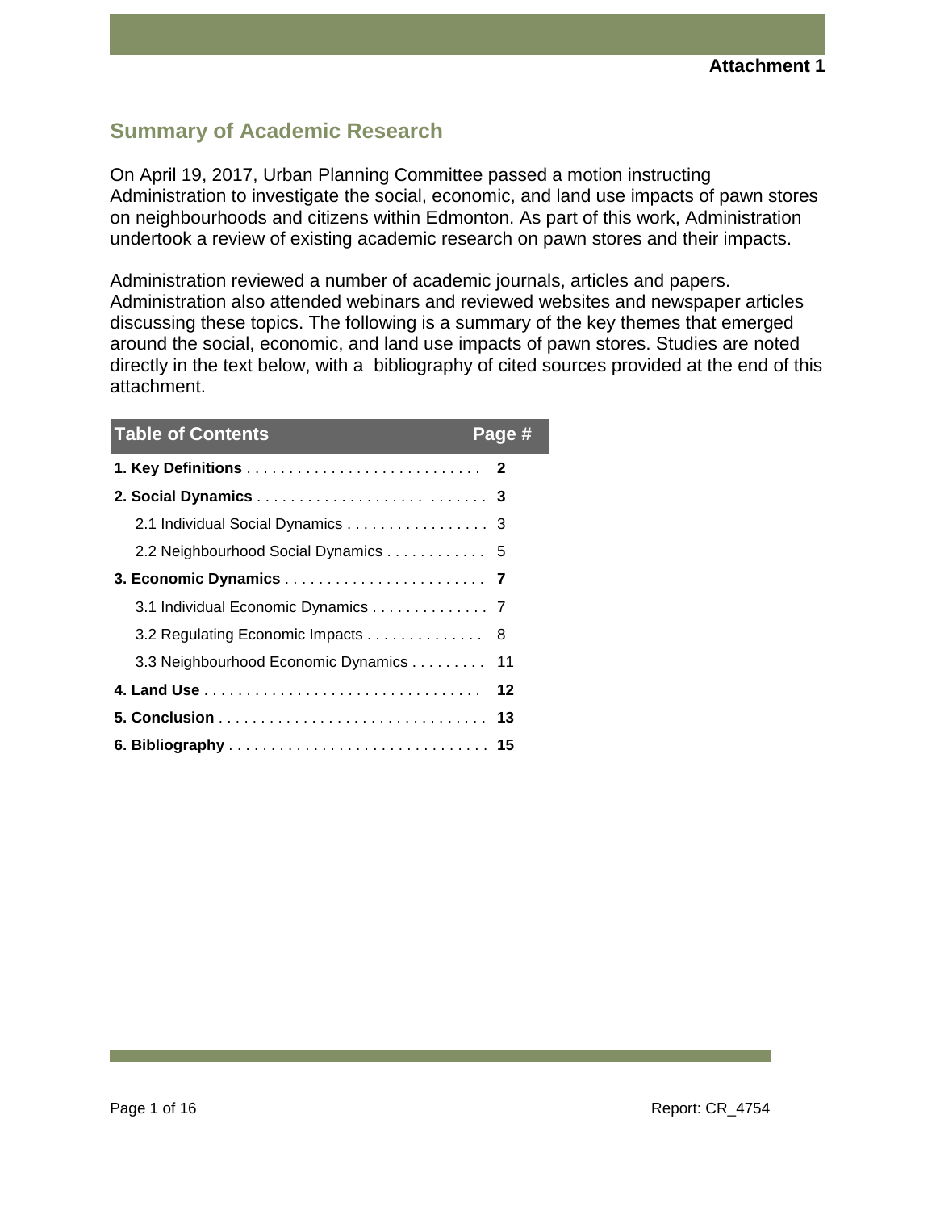Attachment 1

## Summary of Academic Research

On April 19, 2017, Urban Planning Committee passed a motion instructing Administration to investigate the social, economic, and land use impacts of pawn stores on neighbourhoods and citizens within Edmonton. As part of this work, Administration undertook a review of existing academic research on pawn stores and their impacts.

Administration reviewed a number of academic journals, articles and papers. Administration also attended webinars and reviewed websites and newspaper articles discussing these topics. The following is a summary of the key themes that emerged around the social, economic, and land use impacts of pawn stores. Studies are noted directly in the text below, with a bibliography of cited sources provided at the end of this attachment.

| Table of Contents | Page # |
|---|---|
| **1. Key Definitions** | **2** |
| **2. Social Dynamics** | **3** |
| 2.1 Individual Social Dynamics | 3 |
| 2.2 Neighbourhood Social Dynamics | 5 |
| **3. Economic Dynamics** | **7** |
| 3.1 Individual Economic Dynamics | 7 |
| 3.2 Regulating Economic Impacts | 8 |
| 3.3 Neighbourhood Economic Dynamics | 11 |
| **4. Land Use** | **12** |
| **5. Conclusion** | **13** |
| **6. Bibliography** | **15** |

Report: CR_4754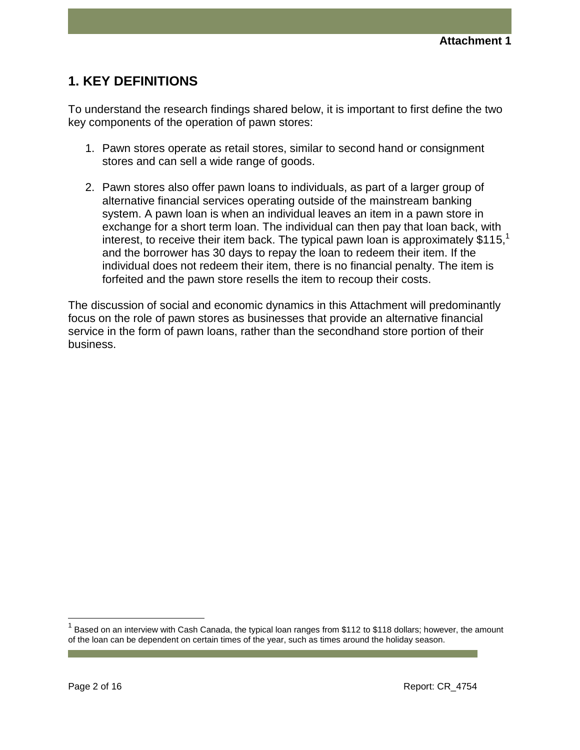Attachment 1

## 1. KEY DEFINITIONS

To understand the research findings shared below, it is important to first define the two key components of the operation of pawn stores:

1. Pawn stores operate as retail stores, similar to second hand or consignment stores and can sell a wide range of goods.

2. Pawn stores also offer pawn loans to individuals, as part of a larger group of alternative financial services operating outside of the mainstream banking system. A pawn loan is when an individual leaves an item in a pawn store in exchange for a short term loan. The individual can then pay that loan back, with interest, to receive their item back. The typical pawn loan is approximately $115,[1] and the borrower has 30 days to repay the loan to redeem their item. If the individual does not redeem their item, there is no financial penalty. The item is forfeited and the pawn store resells the item to recoup their costs.

The discussion of social and economic dynamics in this Attachment will predominantly focus on the role of pawn stores as businesses that provide an alternative financial service in the form of pawn loans, rather than the secondhand store portion of their business.

[1] Based on an interview with Cash Canada, the typical loan ranges from $112 to $118 dollars; however, the amount of the loan can be dependent on certain times of the year, such as times around the holiday season.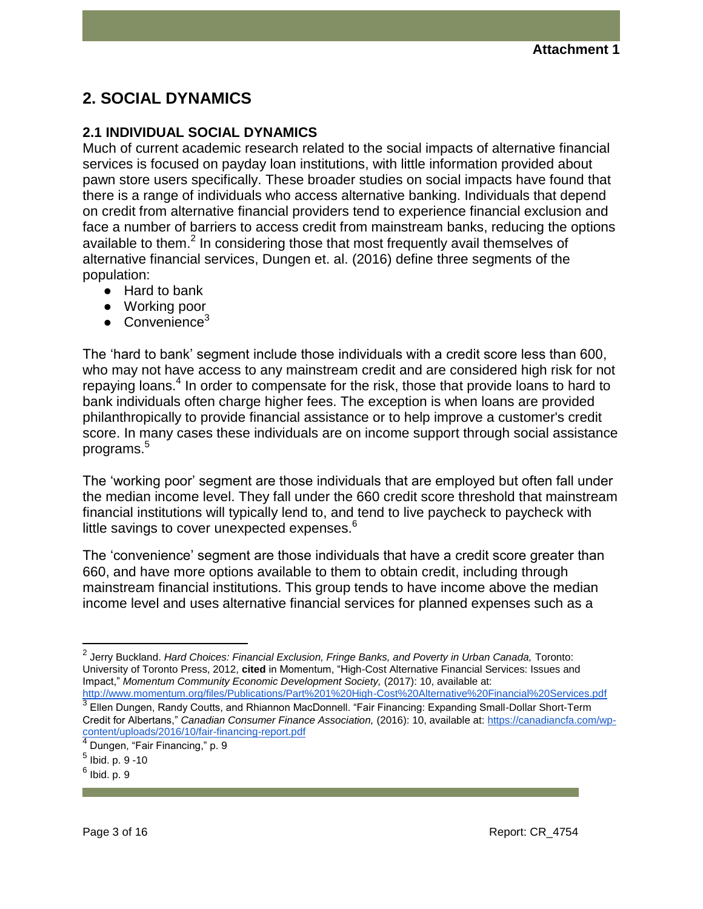## 2. SOCIAL DYNAMICS

### 2.1 INDIVIDUAL SOCIAL DYNAMICS

Much of current academic research related to the social impacts of alternative financial services is focused on payday loan institutions, with little information provided about pawn store users specifically. These broader studies on social impacts have found that there is a range of individuals who access alternative banking. Individuals that depend on credit from alternative financial providers tend to experience financial exclusion and face a number of barriers to access credit from mainstream banks, reducing the options available to them.[2] In considering those that most frequently avail themselves of alternative financial services, Dungen et. al. (2016) define three segments of the population:

- Hard to bank
- Working poor
- Convenience[3]

The 'hard to bank' segment include those individuals with a credit score less than 600, who may not have access to any mainstream credit and are considered high risk for not repaying loans.[4] In order to compensate for the risk, those that provide loans to hard to bank individuals often charge higher fees. The exception is when loans are provided philanthropically to provide financial assistance or to help improve a customer's credit score. In many cases these individuals are on income support through social assistance programs.[5]

The 'working poor' segment are those individuals that are employed but often fall under the median income level. They fall under the 660 credit score threshold that mainstream financial institutions will typically lend to, and tend to live paycheck to paycheck with little savings to cover unexpected expenses.[6]

The 'convenience' segment are those individuals that have a credit score greater than 660, and have more options available to them to obtain credit, including through mainstream financial institutions. This group tends to have income above the median income level and uses alternative financial services for planned expenses such as a

---

[2] Jerry Buckland. *Hard Choices: Financial Exclusion, Fringe Banks, and Poverty in Urban Canada,* Toronto: University of Toronto Press, 2012, **cited** in Momentum, "High-Cost Alternative Financial Services: Issues and Impact," *Momentum Community Economic Development Society,* (2017): 10, available at: http://www.momentum.org/files/Publications/Part%201%20High-Cost%20Alternative%20Financial%20Services.pdf

[3] Ellen Dungen, Randy Coutts, and Rhiannon MacDonnell. "Fair Financing: Expanding Small-Dollar Short-Term Credit for Albertans," *Canadian Consumer Finance Association,* (2016): 10, available at: https://canadiancfa.com/wp-content/uploads/2016/10/fair-financing-report.pdf

[4] Dungen, "Fair Financing," p. 9

[5] Ibid. p. 9 -10

[6] Ibid. p. 9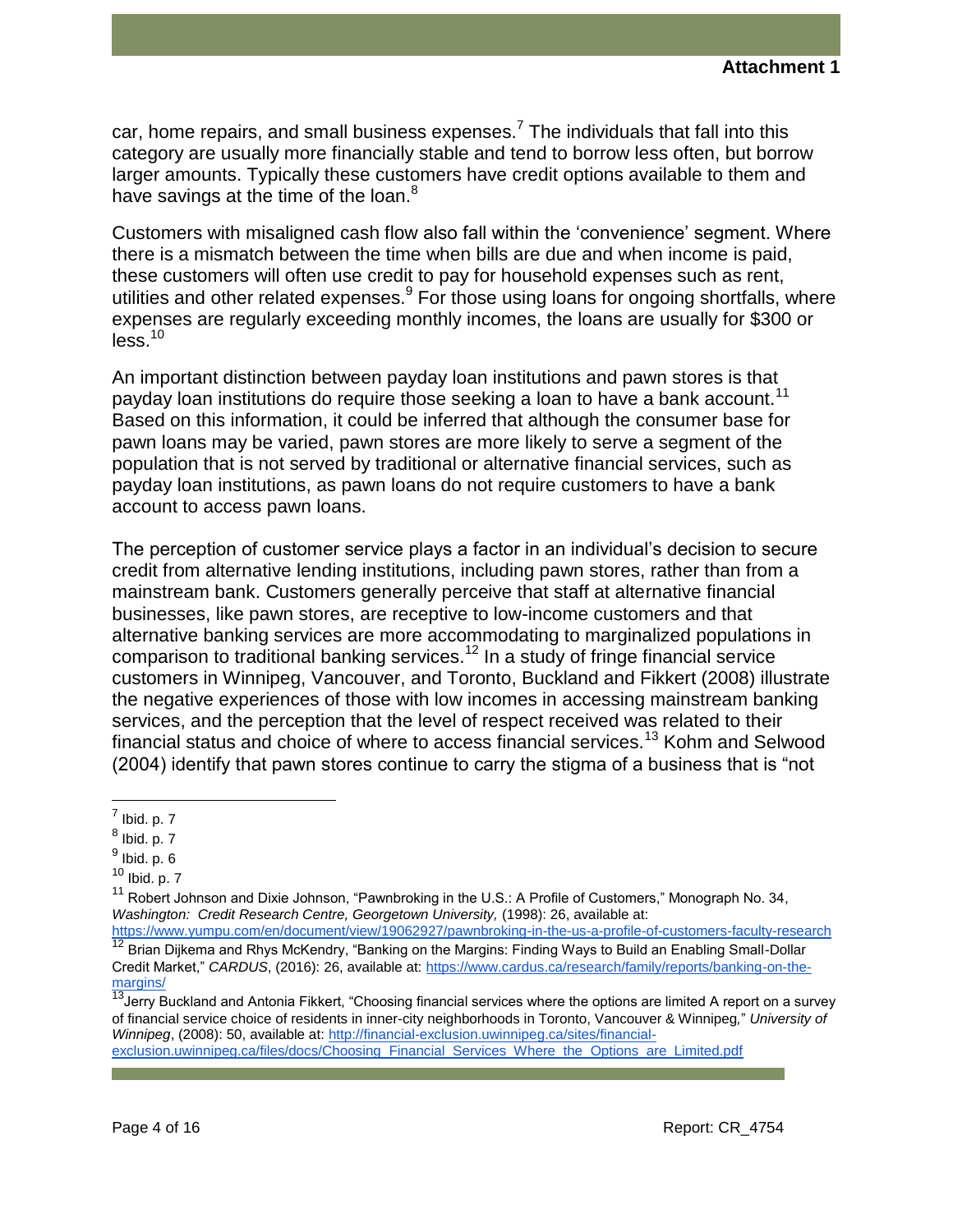car, home repairs, and small business expenses.[7] The individuals that fall into this category are usually more financially stable and tend to borrow less often, but borrow larger amounts. Typically these customers have credit options available to them and have savings at the time of the loan.[8]

Customers with misaligned cash flow also fall within the 'convenience' segment. Where there is a mismatch between the time when bills are due and when income is paid, these customers will often use credit to pay for household expenses such as rent, utilities and other related expenses.[9] For those using loans for ongoing shortfalls, where expenses are regularly exceeding monthly incomes, the loans are usually for $300 or less.[10]

An important distinction between payday loan institutions and pawn stores is that payday loan institutions do require those seeking a loan to have a bank account.[11] Based on this information, it could be inferred that although the consumer base for pawn loans may be varied, pawn stores are more likely to serve a segment of the population that is not served by traditional or alternative financial services, such as payday loan institutions, as pawn loans do not require customers to have a bank account to access pawn loans.

The perception of customer service plays a factor in an individual's decision to secure credit from alternative lending institutions, including pawn stores, rather than from a mainstream bank. Customers generally perceive that staff at alternative financial businesses, like pawn stores, are receptive to low-income customers and that alternative banking services are more accommodating to marginalized populations in comparison to traditional banking services.[12] In a study of fringe financial service customers in Winnipeg, Vancouver, and Toronto, Buckland and Fikkert (2008) illustrate the negative experiences of those with low incomes in accessing mainstream banking services, and the perception that the level of respect received was related to their financial status and choice of where to access financial services.[13] Kohm and Selwood (2004) identify that pawn stores continue to carry the stigma of a business that is "not

---

[7] Ibid. p. 7

[8] Ibid. p. 7

[9] Ibid. p. 6

[10] Ibid. p. 7

[11] Robert Johnson and Dixie Johnson, "Pawnbroking in the U.S.: A Profile of Customers," Monograph No. 34, *Washington: Credit Research Centre, Georgetown University,* (1998): 26, available at: https://www.yumpu.com/en/document/view/19062927/pawnbroking-in-the-us-a-profile-of-customers-faculty-research

[12] Brian Dijkema and Rhys McKendry, "Banking on the Margins: Finding Ways to Build an Enabling Small-Dollar Credit Market," *CARDUS*, (2016): 26, available at: https://www.cardus.ca/research/family/reports/banking-on-the-margins/

[13] Jerry Buckland and Antonia Fikkert, "Choosing financial services where the options are limited A report on a survey of financial service choice of residents in inner-city neighborhoods in Toronto, Vancouver & Winnipeg," *University of Winnipeg*, (2008): 50, available at: http://financial-exclusion.uwinnipeg.ca/sites/financial-exclusion.uwinnipeg.ca/files/docs/Choosing_Financial_Services_Where_the_Options_are_Limited.pdf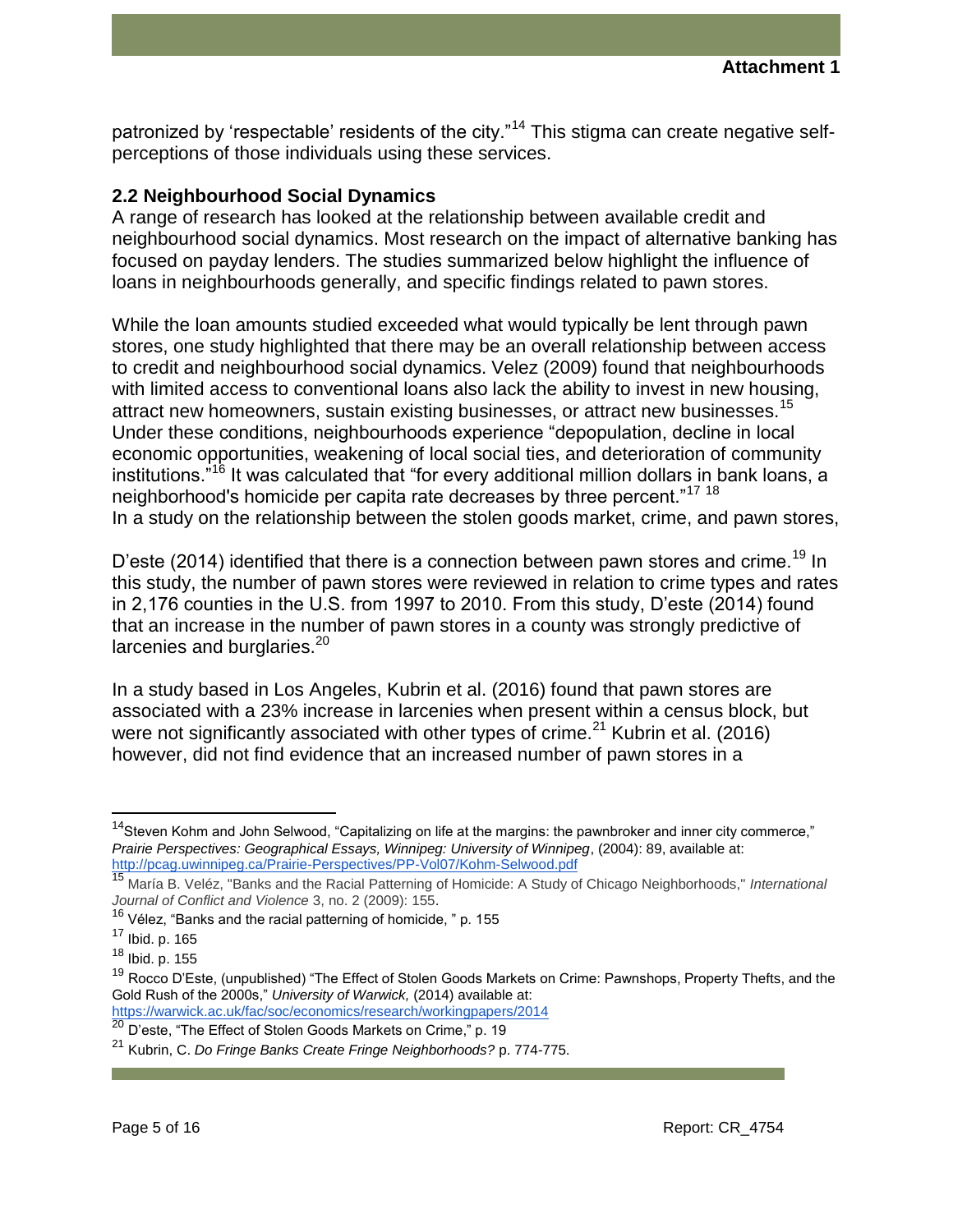patronized by 'respectable' residents of the city."[14] This stigma can create negative self-perceptions of those individuals using these services.

### 2.2 Neighbourhood Social Dynamics

A range of research has looked at the relationship between available credit and neighbourhood social dynamics. Most research on the impact of alternative banking has focused on payday lenders. The studies summarized below highlight the influence of loans in neighbourhoods generally, and specific findings related to pawn stores.

While the loan amounts studied exceeded what would typically be lent through pawn stores, one study highlighted that there may be an overall relationship between access to credit and neighbourhood social dynamics. Velez (2009) found that neighbourhoods with limited access to conventional loans also lack the ability to invest in new housing, attract new homeowners, sustain existing businesses, or attract new businesses.[15] Under these conditions, neighbourhoods experience "depopulation, decline in local economic opportunities, weakening of local social ties, and deterioration of community institutions."[16] It was calculated that "for every additional million dollars in bank loans, a neighborhood's homicide per capita rate decreases by three percent."[17] [18]
In a study on the relationship between the stolen goods market, crime, and pawn stores,

D'este (2014) identified that there is a connection between pawn stores and crime.[19] In this study, the number of pawn stores were reviewed in relation to crime types and rates in 2,176 counties in the U.S. from 1997 to 2010. From this study, D'este (2014) found that an increase in the number of pawn stores in a county was strongly predictive of larcenies and burglaries.[20]

In a study based in Los Angeles, Kubrin et al. (2016) found that pawn stores are associated with a 23% increase in larcenies when present within a census block, but were not significantly associated with other types of crime.[21] Kubrin et al. (2016) however, did not find evidence that an increased number of pawn stores in a

---

[14] Steven Kohm and John Selwood, "Capitalizing on life at the margins: the pawnbroker and inner city commerce," *Prairie Perspectives: Geographical Essays, Winnipeg: University of Winnipeg*, (2004): 89, available at: http://pcag.uwinnipeg.ca/Prairie-Perspectives/PP-Vol07/Kohm-Selwood.pdf

[15] María B. Veléz, "Banks and the Racial Patterning of Homicide: A Study of Chicago Neighbourhoods," *International Journal of Conflict and Violence* 3, no. 2 (2009): 155.

[16] Vélez, "Banks and the racial patterning of homicide, " p. 155

[17] Ibid. p. 165

[18] Ibid. p. 155

[19] Rocco D'Este, (unpublished) "The Effect of Stolen Goods Markets on Crime: Pawnshops, Property Thefts, and the Gold Rush of the 2000s," *University of Warwick,* (2014) available at: https://warwick.ac.uk/fac/soc/economics/research/workingpapers/2014

[20] D'este, "The Effect of Stolen Goods Markets on Crime," p. 19

[21] Kubrin, C. *Do Fringe Banks Create Fringe Neighborhoods?* p. 774-775.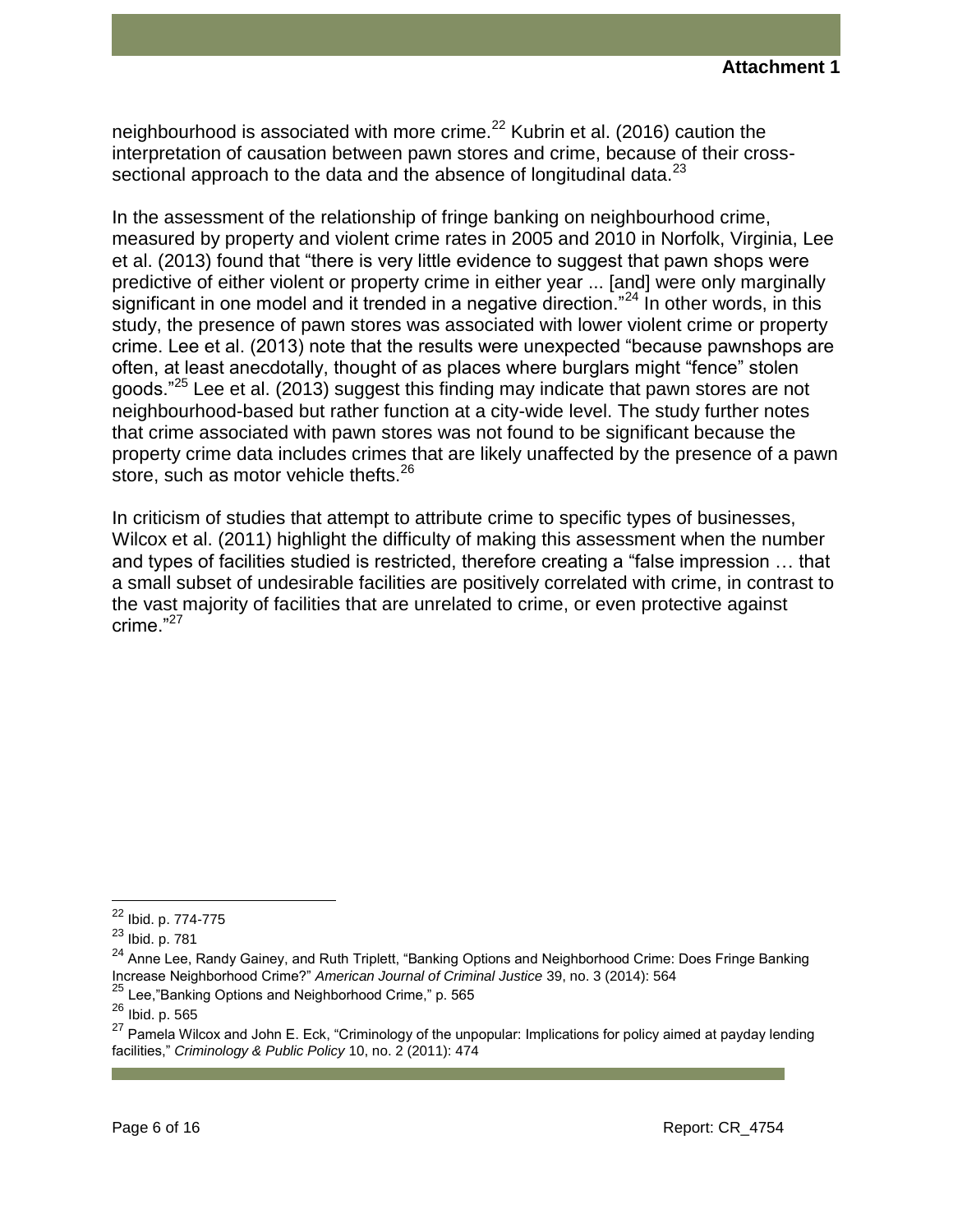neighbourhood is associated with more crime.[22] Kubrin et al. (2016) caution the interpretation of causation between pawn stores and crime, because of their cross-sectional approach to the data and the absence of longitudinal data.[23]

In the assessment of the relationship of fringe banking on neighbourhood crime, measured by property and violent crime rates in 2005 and 2010 in Norfolk, Virginia, Lee et al. (2013) found that "there is very little evidence to suggest that pawn shops were predictive of either violent or property crime in either year ... [and] were only marginally significant in one model and it trended in a negative direction."[24] In other words, in this study, the presence of pawn stores was associated with lower violent crime or property crime. Lee et al. (2013) note that the results were unexpected "because pawnshops are often, at least anecdotally, thought of as places where burglars might "fence" stolen goods."[25] Lee et al. (2013) suggest this finding may indicate that pawn stores are not neighbourhood-based but rather function at a city-wide level. The study further notes that crime associated with pawn stores was not found to be significant because the property crime data includes crimes that are likely unaffected by the presence of a pawn store, such as motor vehicle thefts.[26]

In criticism of studies that attempt to attribute crime to specific types of businesses, Wilcox et al. (2011) highlight the difficulty of making this assessment when the number and types of facilities studied is restricted, therefore creating a "false impression … that a small subset of undesirable facilities are positively correlated with crime, in contrast to the vast majority of facilities that are unrelated to crime, or even protective against crime."[27]

---

[22] Ibid. p. 774-775

[23] Ibid. p. 781

[24] Anne Lee, Randy Gainey, and Ruth Triplett, "Banking Options and Neighborhood Crime: Does Fringe Banking Increase Neighborhood Crime?" *American Journal of Criminal Justice* 39, no. 3 (2014): 564

[25] Lee,"Banking Options and Neighborhood Crime," p. 565

[26] Ibid. p. 565

[27] Pamela Wilcox and John E. Eck, "Criminology of the unpopular: Implications for policy aimed at payday lending facilities," *Criminology & Public Policy* 10, no. 2 (2011): 474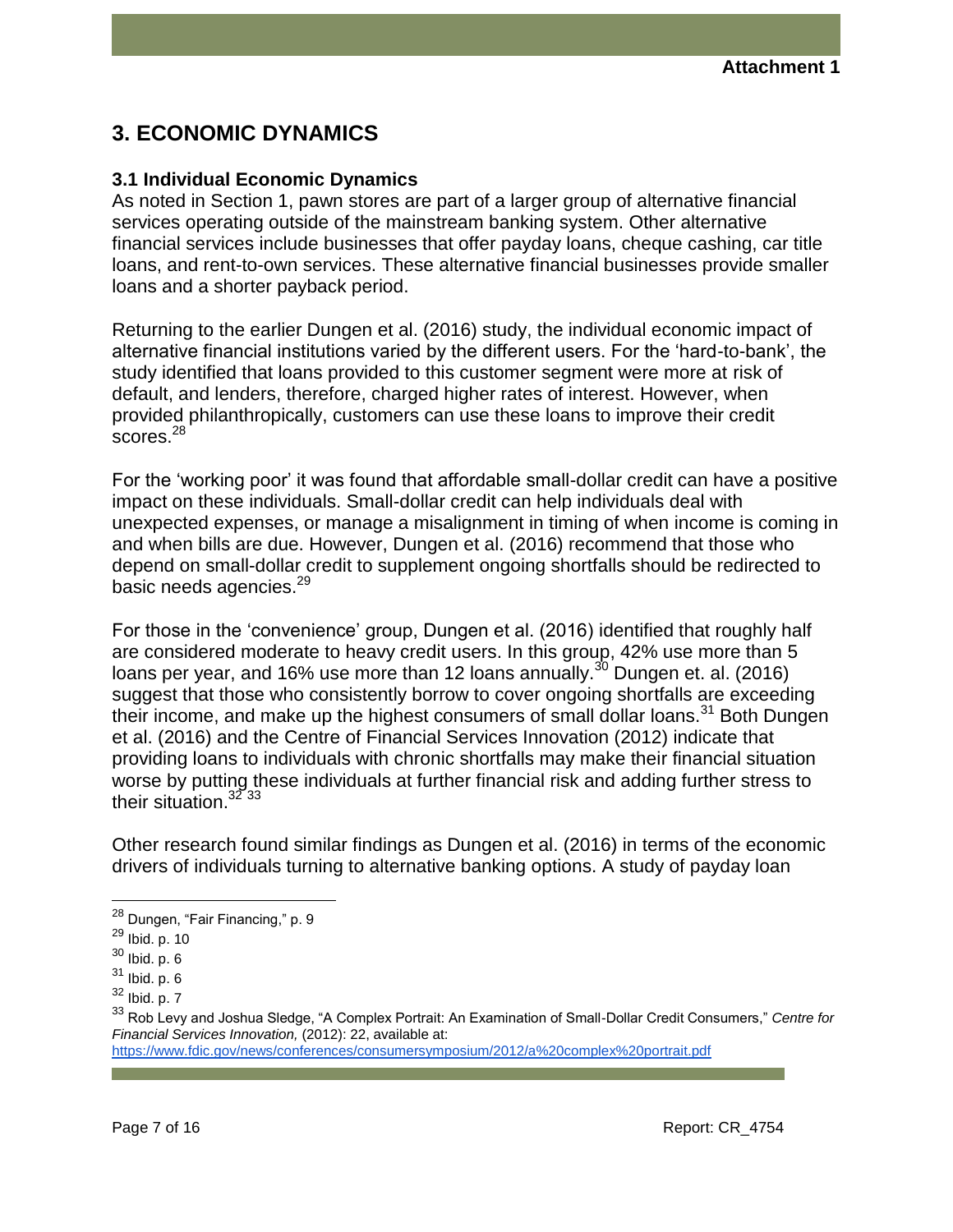# 3. ECONOMIC DYNAMICS

## 3.1 Individual Economic Dynamics

As noted in Section 1, pawn stores are part of a larger group of alternative financial services operating outside of the mainstream banking system. Other alternative financial services include businesses that offer payday loans, cheque cashing, car title loans, and rent-to-own services. These alternative financial businesses provide smaller loans and a shorter payback period.

Returning to the earlier Dungen et al. (2016) study, the individual economic impact of alternative financial institutions varied by the different users. For the 'hard-to-bank', the study identified that loans provided to this customer segment were more at risk of default, and lenders, therefore, charged higher rates of interest. However, when provided philanthropically, customers can use these loans to improve their credit scores.[28]

For the 'working poor' it was found that affordable small-dollar credit can have a positive impact on these individuals. Small-dollar credit can help individuals deal with unexpected expenses, or manage a misalignment in timing of when income is coming in and when bills are due. However, Dungen et al. (2016) recommend that those who depend on small-dollar credit to supplement ongoing shortfalls should be redirected to basic needs agencies.[29]

For those in the 'convenience' group, Dungen et al. (2016) identified that roughly half are considered moderate to heavy credit users. In this group, 42% use more than 5 loans per year, and 16% use more than 12 loans annually.[30] Dungen et. al. (2016) suggest that those who consistently borrow to cover ongoing shortfalls are exceeding their income, and make up the highest consumers of small dollar loans.[31] Both Dungen et al. (2016) and the Centre of Financial Services Innovation (2012) indicate that providing loans to individuals with chronic shortfalls may make their financial situation worse by putting these individuals at further financial risk and adding further stress to their situation.[32] [33]

Other research found similar findings as Dungen et al. (2016) in terms of the economic drivers of individuals turning to alternative banking options. A study of payday loan

---

[28] Dungen, "Fair Financing," p. 9

[29] Ibid. p. 10

[30] Ibid. p. 6

[31] Ibid. p. 6

[32] Ibid. p. 7

[33] Rob Levy and Joshua Sledge, "A Complex Portrait: An Examination of Small-Dollar Credit Consumers," *Centre for Financial Services Innovation,* (2012): 22, available at: https://www.fdic.gov/news/conferences/consumersymposium/2012/a%20complex%20portrait.pdf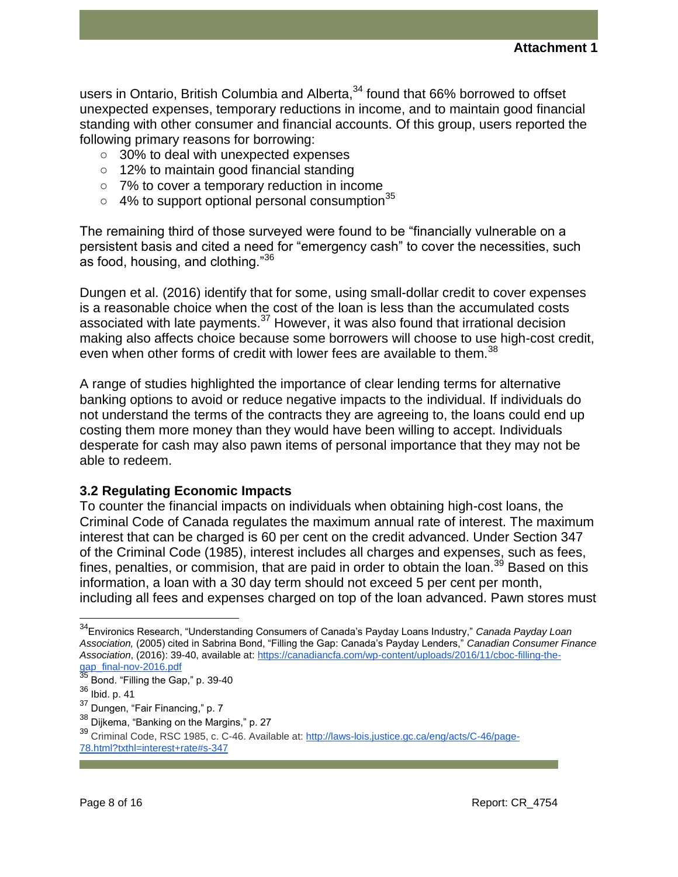users in Ontario, British Columbia and Alberta,[34] found that 66% borrowed to offset unexpected expenses, temporary reductions in income, and to maintain good financial standing with other consumer and financial accounts. Of this group, users reported the following primary reasons for borrowing:

- 30% to deal with unexpected expenses
- 12% to maintain good financial standing
- 7% to cover a temporary reduction in income
- 4% to support optional personal consumption[35]

The remaining third of those surveyed were found to be "financially vulnerable on a persistent basis and cited a need for "emergency cash" to cover the necessities, such as food, housing, and clothing."[36]

Dungen et al. (2016) identify that for some, using small-dollar credit to cover expenses is a reasonable choice when the cost of the loan is less than the accumulated costs associated with late payments.[37] However, it was also found that irrational decision making also affects choice because some borrowers will choose to use high-cost credit, even when other forms of credit with lower fees are available to them.[38]

A range of studies highlighted the importance of clear lending terms for alternative banking options to avoid or reduce negative impacts to the individual. If individuals do not understand the terms of the contracts they are agreeing to, the loans could end up costing them more money than they would have been willing to accept. Individuals desperate for cash may also pawn items of personal importance that they may not be able to redeem.

### 3.2 Regulating Economic Impacts

To counter the financial impacts on individuals when obtaining high-cost loans, the Criminal Code of Canada regulates the maximum annual rate of interest. The maximum interest that can be charged is 60 per cent on the credit advanced. Under Section 347 of the Criminal Code (1985), interest includes all charges and expenses, such as fees, fines, penalties, or commision, that are paid in order to obtain the loan.[39] Based on this information, a loan with a 30 day term should not exceed 5 per cent per month, including all fees and expenses charged on top of the loan advanced. Pawn stores must

---

[34] Environics Research, "Understanding Consumers of Canada's Payday Loans Industry," *Canada Payday Loan Association,* (2005) cited in Sabrina Bond, "Filling the Gap: Canada's Payday Lenders," *Canadian Consumer Finance Association*, (2016): 39-40, available at: https://canadiancfa.com/wp-content/uploads/2016/11/cboc-filling-the-gap_final-nov-2016.pdf

[35] Bond. "Filling the Gap," p. 39-40

[36] Ibid. p. 41

[37] Dungen, "Fair Financing," p. 7

[38] Dijkema, "Banking on the Margins," p. 27

[39] Criminal Code, RSC 1985, c. C-46. Available at: http://laws-lois.justice.gc.ca/eng/acts/C-46/page-78.html?txthl=interest+rate#s-347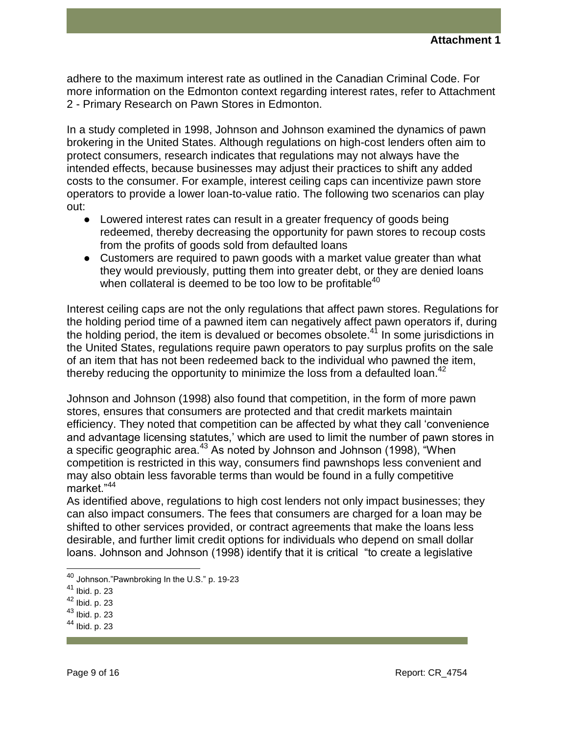adhere to the maximum interest rate as outlined in the Canadian Criminal Code. For more information on the Edmonton context regarding interest rates, refer to Attachment 2 - Primary Research on Pawn Stores in Edmonton.

In a study completed in 1998, Johnson and Johnson examined the dynamics of pawn brokering in the United States. Although regulations on high-cost lenders often aim to protect consumers, research indicates that regulations may not always have the intended effects, because businesses may adjust their practices to shift any added costs to the consumer. For example, interest ceiling caps can incentivize pawn store operators to provide a lower loan-to-value ratio. The following two scenarios can play out:

- Lowered interest rates can result in a greater frequency of goods being redeemed, thereby decreasing the opportunity for pawn stores to recoup costs from the profits of goods sold from defaulted loans
- Customers are required to pawn goods with a market value greater than what they would previously, putting them into greater debt, or they are denied loans when collateral is deemed to be too low to be profitable[40]

Interest ceiling caps are not the only regulations that affect pawn stores. Regulations for the holding period time of a pawned item can negatively affect pawn operators if, during the holding period, the item is devalued or becomes obsolete.[41] In some jurisdictions in the United States, regulations require pawn operators to pay surplus profits on the sale of an item that has not been redeemed back to the individual who pawned the item, thereby reducing the opportunity to minimize the loss from a defaulted loan.[42]

Johnson and Johnson (1998) also found that competition, in the form of more pawn stores, ensures that consumers are protected and that credit markets maintain efficiency. They noted that competition can be affected by what they call 'convenience and advantage licensing statutes,' which are used to limit the number of pawn stores in a specific geographic area.[43] As noted by Johnson and Johnson (1998), "When competition is restricted in this way, consumers find pawnshops less convenient and may also obtain less favorable terms than would be found in a fully competitive market."[44]

As identified above, regulations to high cost lenders not only impact businesses; they can also impact consumers. The fees that consumers are charged for a loan may be shifted to other services provided, or contract agreements that make the loans less desirable, and further limit credit options for individuals who depend on small dollar loans. Johnson and Johnson (1998) identify that it is critical "to create a legislative

[40] Johnson."Pawnbroking In the U.S." p. 19-23

[41] Ibid. p. 23

[42] Ibid. p. 23

[43] Ibid. p. 23

[44] Ibid. p. 23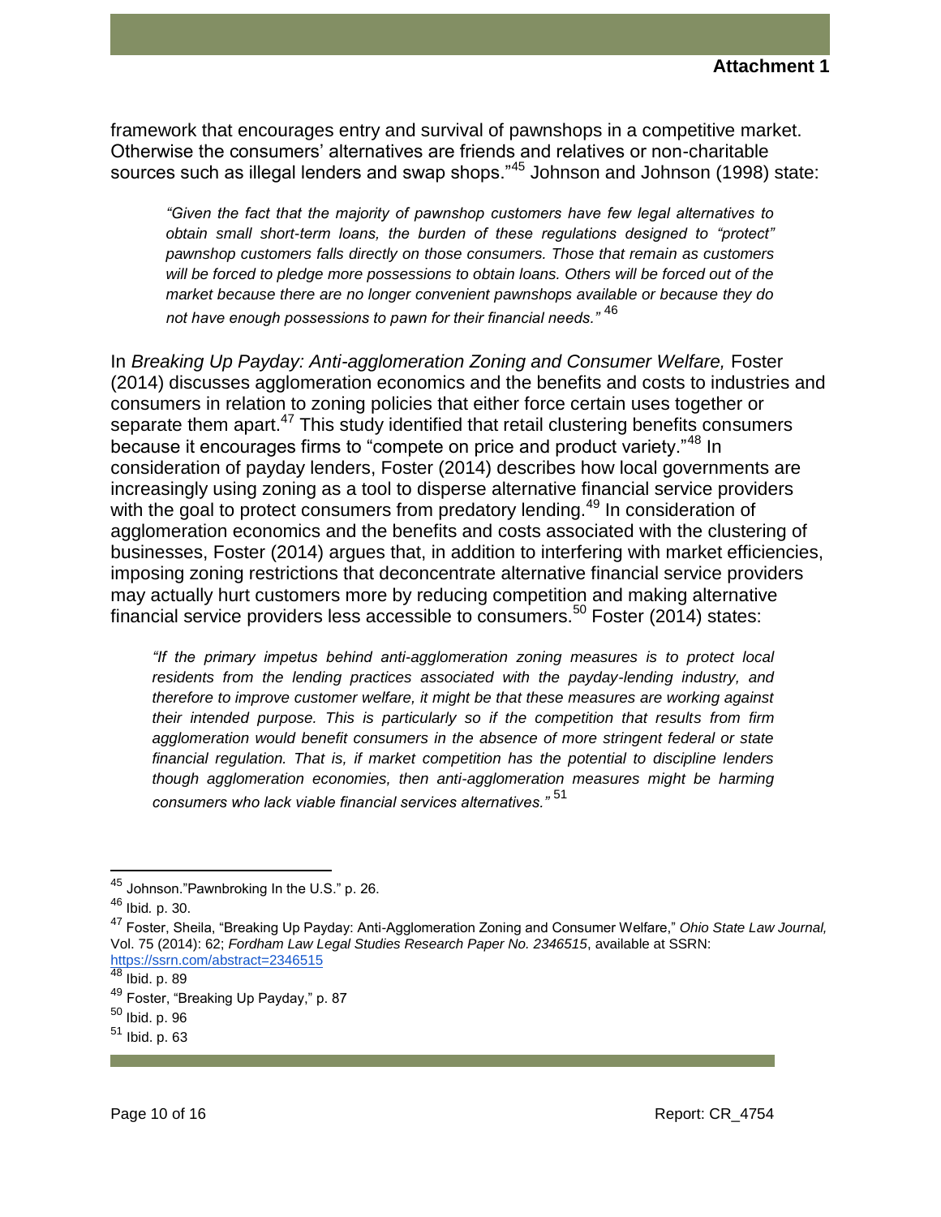framework that encourages entry and survival of pawnshops in a competitive market. Otherwise the consumers' alternatives are friends and relatives or non-charitable sources such as illegal lenders and swap shops."[45] Johnson and Johnson (1998) state:

> *"Given the fact that the majority of pawnshop customers have few legal alternatives to obtain small short-term loans, the burden of these regulations designed to "protect" pawnshop customers falls directly on those consumers. Those that remain as customers will be forced to pledge more possessions to obtain loans. Others will be forced out of the market because there are no longer convenient pawnshops available or because they do not have enough possessions to pawn for their financial needs."* [46]

In *Breaking Up Payday: Anti-agglomeration Zoning and Consumer Welfare,* Foster (2014) discusses agglomeration economics and the benefits and costs to industries and consumers in relation to zoning policies that either force certain uses together or separate them apart.[47] This study identified that retail clustering benefits consumers because it encourages firms to "compete on price and product variety."[48] In consideration of payday lenders, Foster (2014) describes how local governments are increasingly using zoning as a tool to disperse alternative financial service providers with the goal to protect consumers from predatory lending.[49] In consideration of agglomeration economics and the benefits and costs associated with the clustering of businesses, Foster (2014) argues that, in addition to interfering with market efficiencies, imposing zoning restrictions that deconcentrate alternative financial service providers may actually hurt customers more by reducing competition and making alternative financial service providers less accessible to consumers.[50] Foster (2014) states:

> *"If the primary impetus behind anti-agglomeration zoning measures is to protect local residents from the lending practices associated with the payday-lending industry, and therefore to improve customer welfare, it might be that these measures are working against their intended purpose. This is particularly so if the competition that results from firm agglomeration would benefit consumers in the absence of more stringent federal or state financial regulation. That is, if market competition has the potential to discipline lenders though agglomeration economies, then anti-agglomeration measures might be harming consumers who lack viable financial services alternatives."* [51]

---

[45] Johnson."Pawnbroking In the U.S." p. 26.

[46] Ibid*.* p. 30.

[47] Foster, Sheila, "Breaking Up Payday: Anti-Agglomeration Zoning and Consumer Welfare," *Ohio State Law Journal,* Vol. 75 (2014): 62; *Fordham Law Legal Studies Research Paper No. 2346515*, available at SSRN: https://ssrn.com/abstract=2346515

[48] Ibid. p. 89

[49] Foster, "Breaking Up Payday," p. 87

[50] Ibid. p. 96

[51] Ibid. p. 63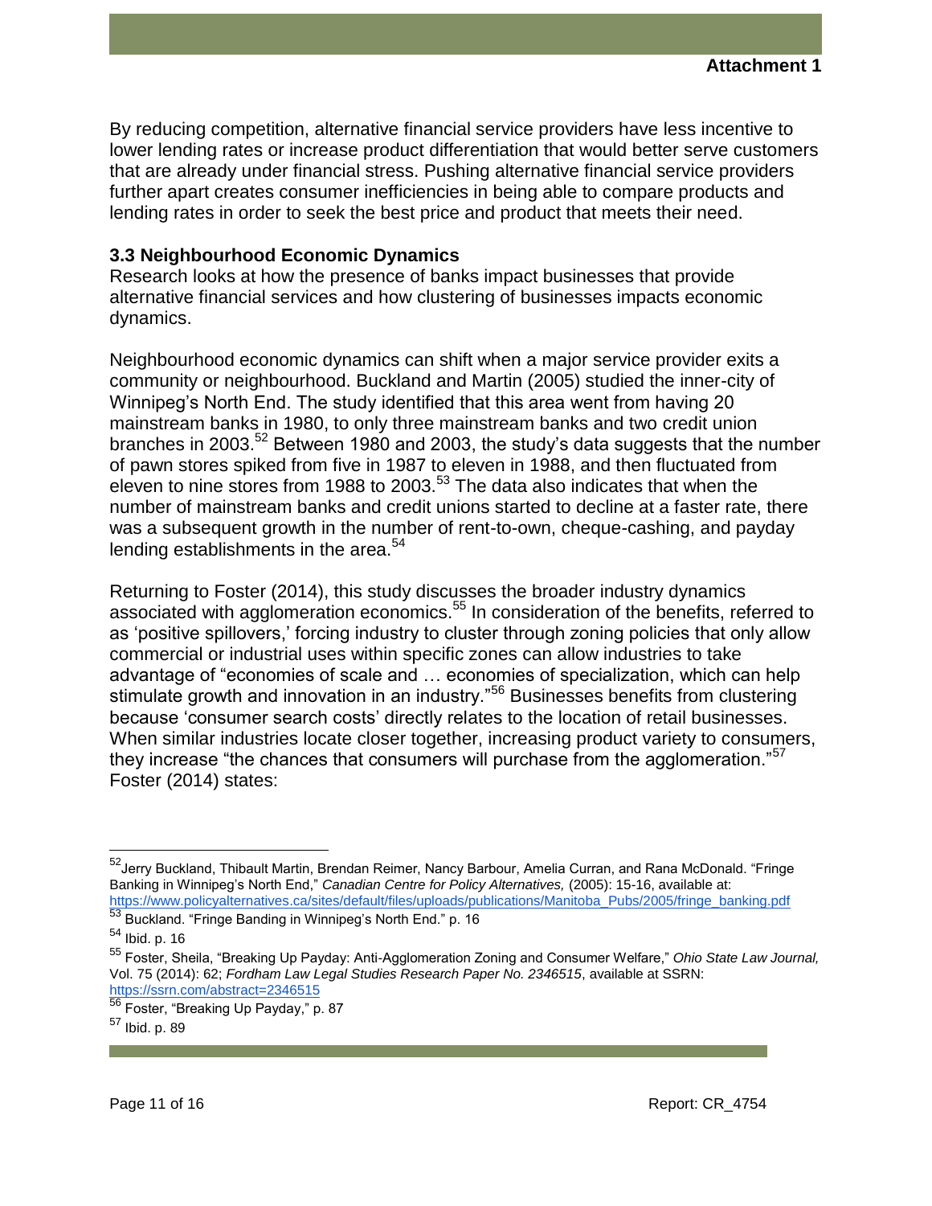By reducing competition, alternative financial service providers have less incentive to lower lending rates or increase product differentiation that would better serve customers that are already under financial stress. Pushing alternative financial service providers further apart creates consumer inefficiencies in being able to compare products and lending rates in order to seek the best price and product that meets their need.

### 3.3 Neighbourhood Economic Dynamics

Research looks at how the presence of banks impact businesses that provide alternative financial services and how clustering of businesses impacts economic dynamics.

Neighbourhood economic dynamics can shift when a major service provider exits a community or neighbourhood. Buckland and Martin (2005) studied the inner-city of Winnipeg's North End. The study identified that this area went from having 20 mainstream banks in 1980, to only three mainstream banks and two credit union branches in 2003.[52] Between 1980 and 2003, the study's data suggests that the number of pawn stores spiked from five in 1987 to eleven in 1988, and then fluctuated from eleven to nine stores from 1988 to 2003.[53] The data also indicates that when the number of mainstream banks and credit unions started to decline at a faster rate, there was a subsequent growth in the number of rent-to-own, cheque-cashing, and payday lending establishments in the area.[54]

Returning to Foster (2014), this study discusses the broader industry dynamics associated with agglomeration economics.[55] In consideration of the benefits, referred to as 'positive spillovers,' forcing industry to cluster through zoning policies that only allow commercial or industrial uses within specific zones can allow industries to take advantage of "economies of scale and … economies of specialization, which can help stimulate growth and innovation in an industry."[56] Businesses benefits from clustering because 'consumer search costs' directly relates to the location of retail businesses. When similar industries locate closer together, increasing product variety to consumers, they increase "the chances that consumers will purchase from the agglomeration."[57] Foster (2014) states:

---

[52] Jerry Buckland, Thibault Martin, Brendan Reimer, Nancy Barbour, Amelia Curran, and Rana McDonald. "Fringe Banking in Winnipeg's North End," *Canadian Centre for Policy Alternatives,* (2005): 15-16, available at: https://www.policyalternatives.ca/sites/default/files/uploads/publications/Manitoba_Pubs/2005/fringe_banking.pdf

[53] Buckland. "Fringe Banding in Winnipeg's North End." p. 16

[54] Ibid. p. 16

[55] Foster, Sheila, "Breaking Up Payday: Anti-Agglomeration Zoning and Consumer Welfare," *Ohio State Law Journal,* Vol. 75 (2014): 62; *Fordham Law Legal Studies Research Paper No. 2346515*, available at SSRN: https://ssrn.com/abstract=2346515

[56] Foster, "Breaking Up Payday," p. 87

[57] Ibid. p. 89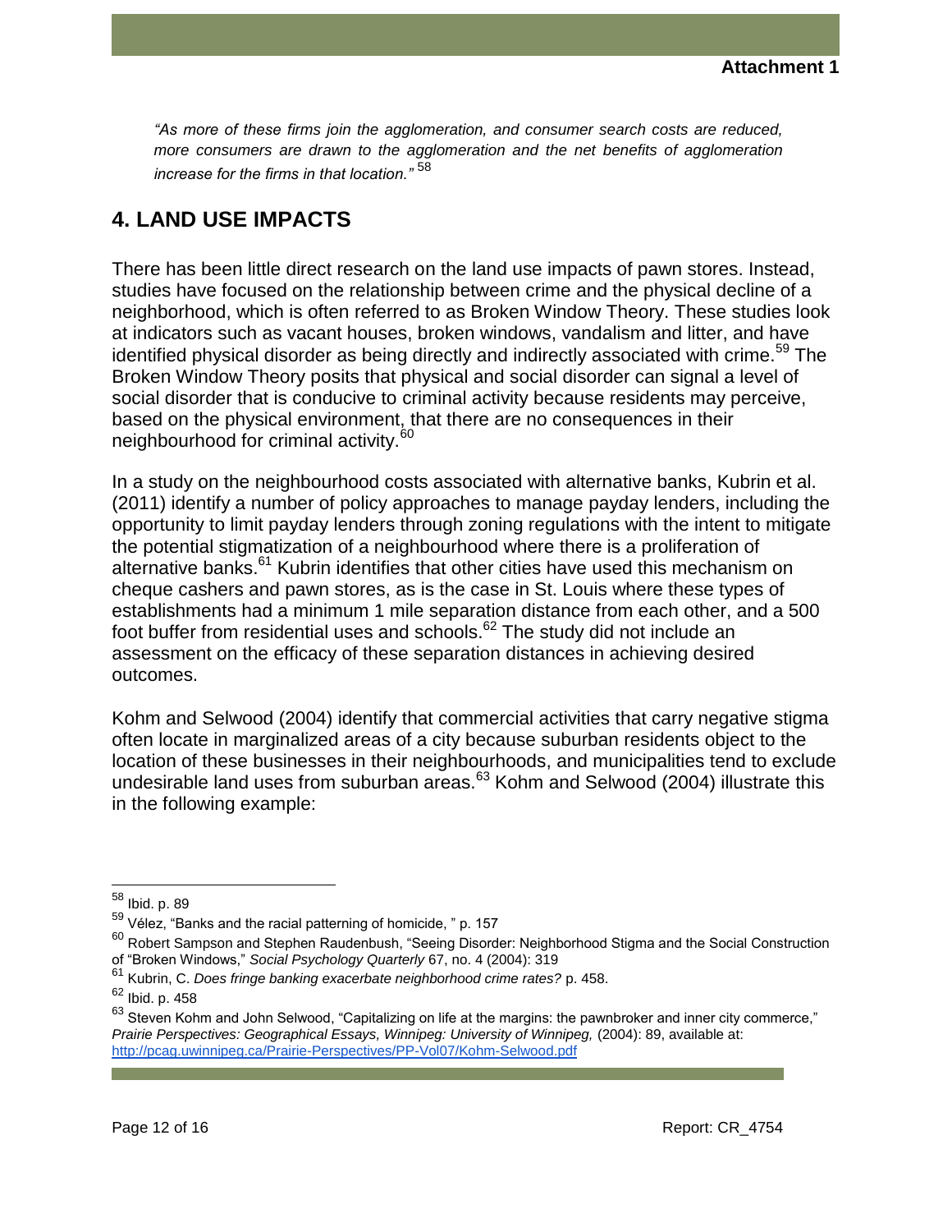*"As more of these firms join the agglomeration, and consumer search costs are reduced, more consumers are drawn to the agglomeration and the net benefits of agglomeration increase for the firms in that location."* [58]

## 4. LAND USE IMPACTS

There has been little direct research on the land use impacts of pawn stores. Instead, studies have focused on the relationship between crime and the physical decline of a neighborhood, which is often referred to as Broken Window Theory. These studies look at indicators such as vacant houses, broken windows, vandalism and litter, and have identified physical disorder as being directly and indirectly associated with crime.[59] The Broken Window Theory posits that physical and social disorder can signal a level of social disorder that is conducive to criminal activity because residents may perceive, based on the physical environment, that there are no consequences in their neighbourhood for criminal activity.[60]

In a study on the neighbourhood costs associated with alternative banks, Kubrin et al. (2011) identify a number of policy approaches to manage payday lenders, including the opportunity to limit payday lenders through zoning regulations with the intent to mitigate the potential stigmatization of a neighbourhood where there is a proliferation of alternative banks.[61] Kubrin identifies that other cities have used this mechanism on cheque cashers and pawn stores, as is the case in St. Louis where these types of establishments had a minimum 1 mile separation distance from each other, and a 500 foot buffer from residential uses and schools.[62] The study did not include an assessment on the efficacy of these separation distances in achieving desired outcomes.

Kohm and Selwood (2004) identify that commercial activities that carry negative stigma often locate in marginalized areas of a city because suburban residents object to the location of these businesses in their neighbourhoods, and municipalities tend to exclude undesirable land uses from suburban areas.[63] Kohm and Selwood (2004) illustrate this in the following example:

---

[58] Ibid. p. 89

[59] Vélez, "Banks and the racial patterning of homicide, " p. 157

[60] Robert Sampson and Stephen Raudenbush, "Seeing Disorder: Neighborhood Stigma and the Social Construction of "Broken Windows," *Social Psychology Quarterly* 67, no. 4 (2004): 319

[61] Kubrin, C. *Does fringe banking exacerbate neighborhood crime rates?* p. 458.

[62] Ibid. p. 458

[63] Steven Kohm and John Selwood, "Capitalizing on life at the margins: the pawnbroker and inner city commerce," *Prairie Perspectives: Geographical Essays, Winnipeg: University of Winnipeg,* (2004): 89, available at: http://pcag.uwinnipeg.ca/Prairie-Perspectives/PP-Vol07/Kohm-Selwood.pdf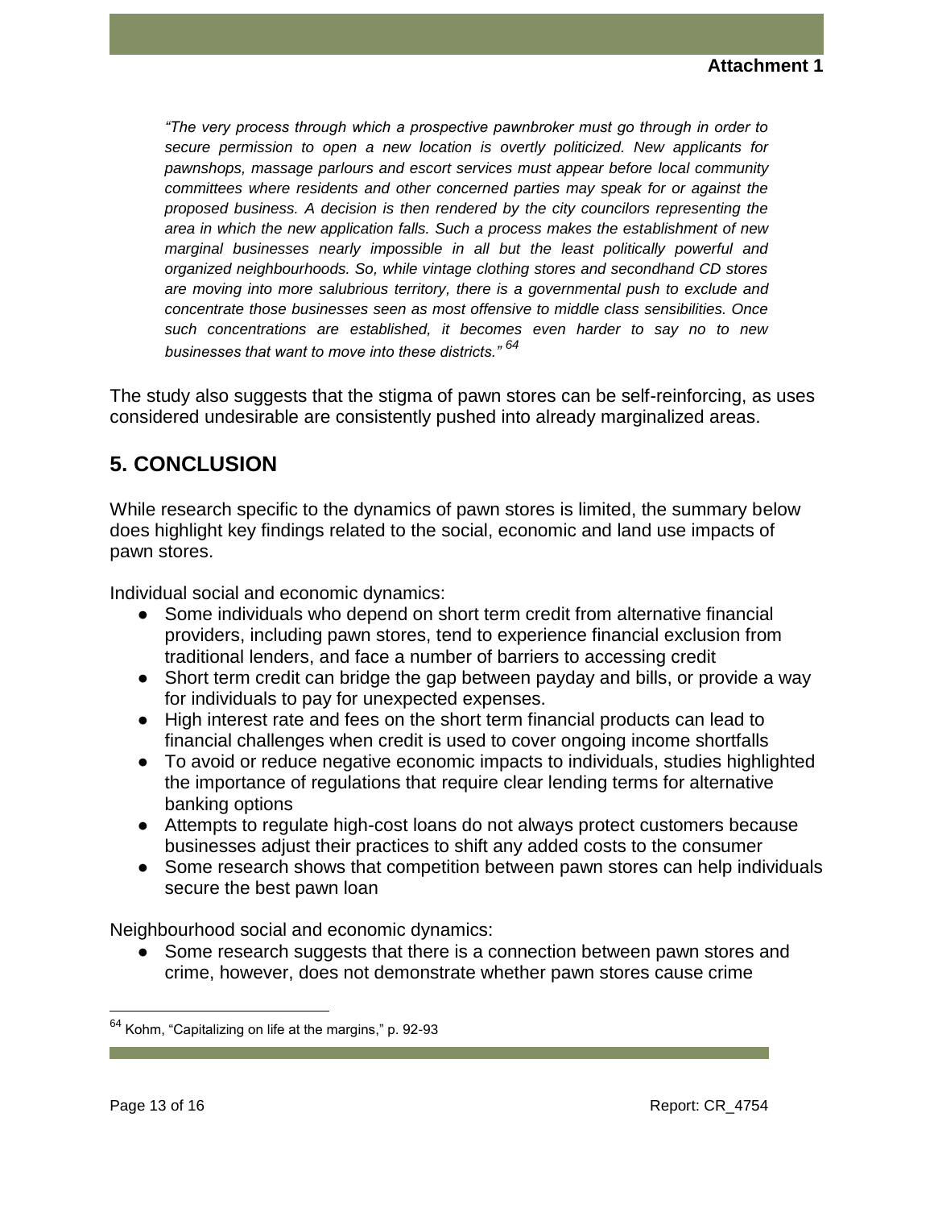*"The very process through which a prospective pawnbroker must go through in order to secure permission to open a new location is overtly politicized. New applicants for pawnshops, massage parlours and escort services must appear before local community committees where residents and other concerned parties may speak for or against the proposed business. A decision is then rendered by the city councilors representing the area in which the new application falls. Such a process makes the establishment of new marginal businesses nearly impossible in all but the least politically powerful and organized neighbourhoods. So, while vintage clothing stores and secondhand CD stores are moving into more salubrious territory, there is a governmental push to exclude and concentrate those businesses seen as most offensive to middle class sensibilities. Once such concentrations are established, it becomes even harder to say no to new businesses that want to move into these districts."* [64]

The study also suggests that the stigma of pawn stores can be self-reinforcing, as uses considered undesirable are consistently pushed into already marginalized areas.

## 5. CONCLUSION

While research specific to the dynamics of pawn stores is limited, the summary below does highlight key findings related to the social, economic and land use impacts of pawn stores.

Individual social and economic dynamics:

- Some individuals who depend on short term credit from alternative financial providers, including pawn stores, tend to experience financial exclusion from traditional lenders, and face a number of barriers to accessing credit
- Short term credit can bridge the gap between payday and bills, or provide a way for individuals to pay for unexpected expenses.
- High interest rate and fees on the short term financial products can lead to financial challenges when credit is used to cover ongoing income shortfalls
- To avoid or reduce negative economic impacts to individuals, studies highlighted the importance of regulations that require clear lending terms for alternative banking options
- Attempts to regulate high-cost loans do not always protect customers because businesses adjust their practices to shift any added costs to the consumer
- Some research shows that competition between pawn stores can help individuals secure the best pawn loan

Neighbourhood social and economic dynamics:

- Some research suggests that there is a connection between pawn stores and crime, however, does not demonstrate whether pawn stores cause crime

[64] Kohm, "Capitalizing on life at the margins," p. 92-93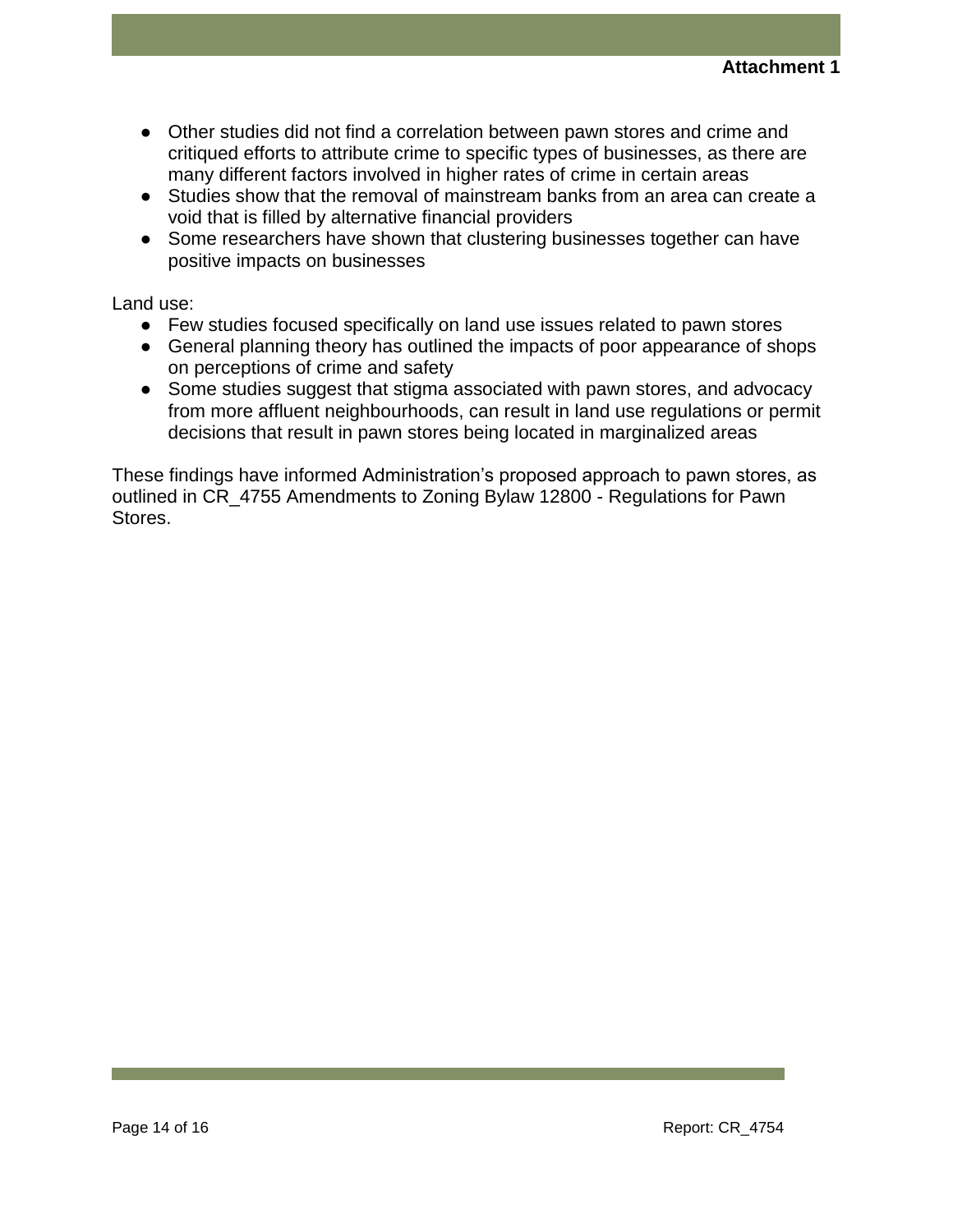- Other studies did not find a correlation between pawn stores and crime and critiqued efforts to attribute crime to specific types of businesses, as there are many different factors involved in higher rates of crime in certain areas
- Studies show that the removal of mainstream banks from an area can create a void that is filled by alternative financial providers
- Some researchers have shown that clustering businesses together can have positive impacts on businesses

Land use:

- Few studies focused specifically on land use issues related to pawn stores
- General planning theory has outlined the impacts of poor appearance of shops on perceptions of crime and safety
- Some studies suggest that stigma associated with pawn stores, and advocacy from more affluent neighbourhoods, can result in land use regulations or permit decisions that result in pawn stores being located in marginalized areas

These findings have informed Administration's proposed approach to pawn stores, as outlined in CR_4755 Amendments to Zoning Bylaw 12800 - Regulations for Pawn Stores.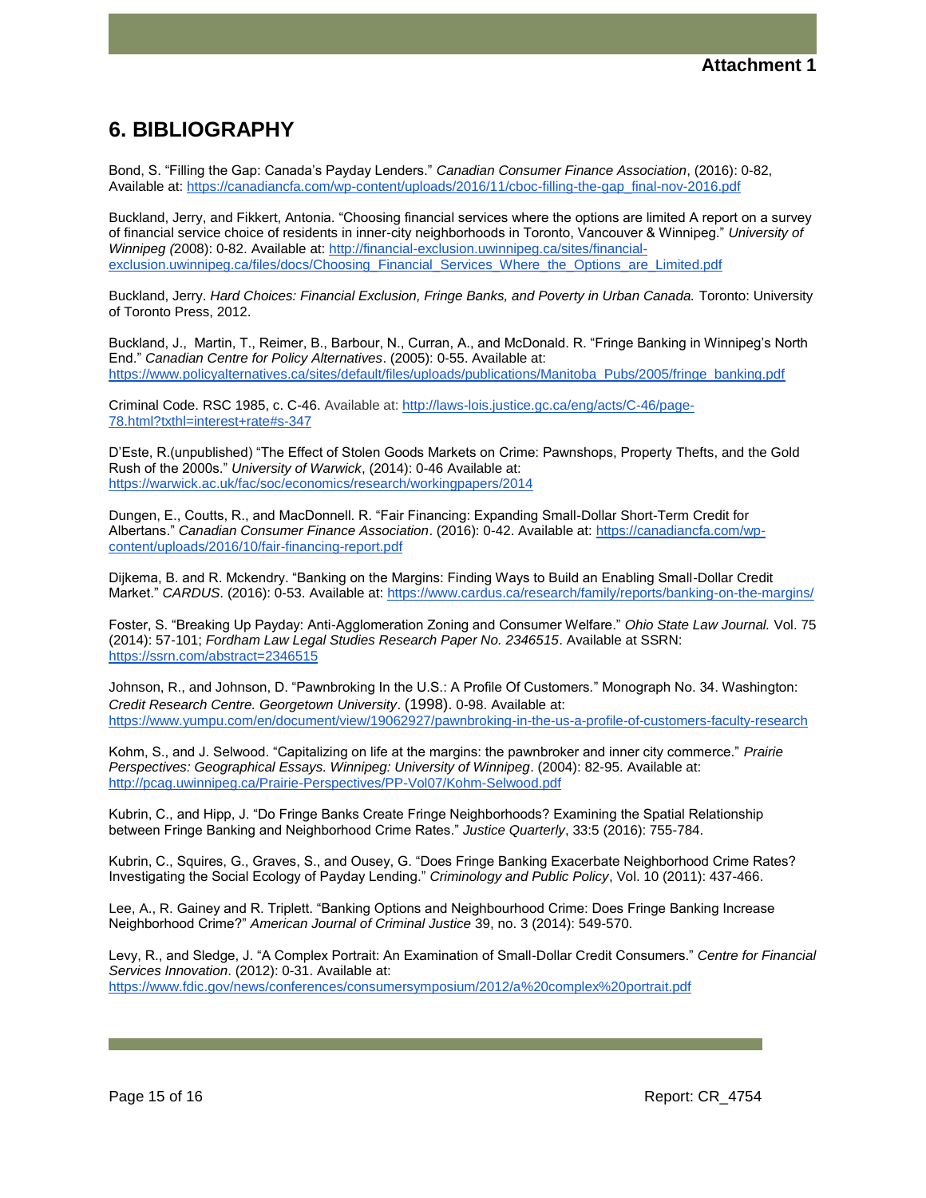## 6. BIBLIOGRAPHY

Bond, S. "Filling the Gap: Canada's Payday Lenders." *Canadian Consumer Finance Association*, (2016): 0-82, Available at: https://canadiancfa.com/wp-content/uploads/2016/11/cboc-filling-the-gap_final-nov-2016.pdf

Buckland, Jerry, and Fikkert, Antonia. "Choosing financial services where the options are limited A report on a survey of financial service choice of residents in inner-city neighborhoods in Toronto, Vancouver & Winnipeg." *University of Winnipeg (*2008): 0-82. Available at: http://financial-exclusion.uwinnipeg.ca/sites/financial-exclusion.uwinnipeg.ca/files/docs/Choosing_Financial_Services_Where_the_Options_are_Limited.pdf

Buckland, Jerry. *Hard Choices: Financial Exclusion, Fringe Banks, and Poverty in Urban Canada.* Toronto: University of Toronto Press, 2012.

Buckland, J., Martin, T., Reimer, B., Barbour, N., Curran, A., and McDonald. R. "Fringe Banking in Winnipeg's North End." *Canadian Centre for Policy Alternatives*. (2005): 0-55. Available at: https://www.policyalternatives.ca/sites/default/files/uploads/publications/Manitoba_Pubs/2005/fringe_banking.pdf

Criminal Code. RSC 1985, c. C-46. Available at: http://laws-lois.justice.gc.ca/eng/acts/C-46/page-78.html?txthl=interest+rate#s-347

D'Este, R.(unpublished) "The Effect of Stolen Goods Markets on Crime: Pawnshops, Property Thefts, and the Gold Rush of the 2000s." *University of Warwick*, (2014): 0-46 Available at: https://warwick.ac.uk/fac/soc/economics/research/workingpapers/2014

Dungen, E., Coutts, R., and MacDonnell. R. "Fair Financing: Expanding Small-Dollar Short-Term Credit for Albertans." *Canadian Consumer Finance Association*. (2016): 0-42. Available at: https://canadiancfa.com/wp-content/uploads/2016/10/fair-financing-report.pdf

Dijkema, B. and R. Mckendry. "Banking on the Margins: Finding Ways to Build an Enabling Small-Dollar Credit Market." *CARDUS*. (2016): 0-53. Available at: https://www.cardus.ca/research/family/reports/banking-on-the-margins/

Foster, S. "Breaking Up Payday: Anti-Agglomeration Zoning and Consumer Welfare." *Ohio State Law Journal.* Vol. 75 (2014): 57-101; *Fordham Law Legal Studies Research Paper No. 2346515*. Available at SSRN: https://ssrn.com/abstract=2346515

Johnson, R., and Johnson, D. "Pawnbroking In the U.S.: A Profile Of Customers." Monograph No. 34. Washington: *Credit Research Centre. Georgetown University*. (1998). 0-98. Available at: https://www.yumpu.com/en/document/view/19062927/pawnbroking-in-the-us-a-profile-of-customers-faculty-research

Kohm, S., and J. Selwood. "Capitalizing on life at the margins: the pawnbroker and inner city commerce." *Prairie Perspectives: Geographical Essays. Winnipeg: University of Winnipeg*. (2004): 82-95. Available at: http://pcag.uwinnipeg.ca/Prairie-Perspectives/PP-Vol07/Kohm-Selwood.pdf

Kubrin, C., and Hipp, J. "Do Fringe Banks Create Fringe Neighborhoods? Examining the Spatial Relationship between Fringe Banking and Neighborhood Crime Rates." *Justice Quarterly*, 33:5 (2016): 755-784.

Kubrin, C., Squires, G., Graves, S., and Ousey, G. "Does Fringe Banking Exacerbate Neighborhood Crime Rates? Investigating the Social Ecology of Payday Lending." *Criminology and Public Policy*, Vol. 10 (2011): 437-466.

Lee, A., R. Gainey and R. Triplett. "Banking Options and Neighbourhood Crime: Does Fringe Banking Increase Neighborhood Crime?" *American Journal of Criminal Justice* 39, no. 3 (2014): 549-570.

Levy, R., and Sledge, J. "A Complex Portrait: An Examination of Small-Dollar Credit Consumers." *Centre for Financial Services Innovation*. (2012): 0-31. Available at: https://www.fdic.gov/news/conferences/consumersymposium/2012/a%20complex%20portrait.pdf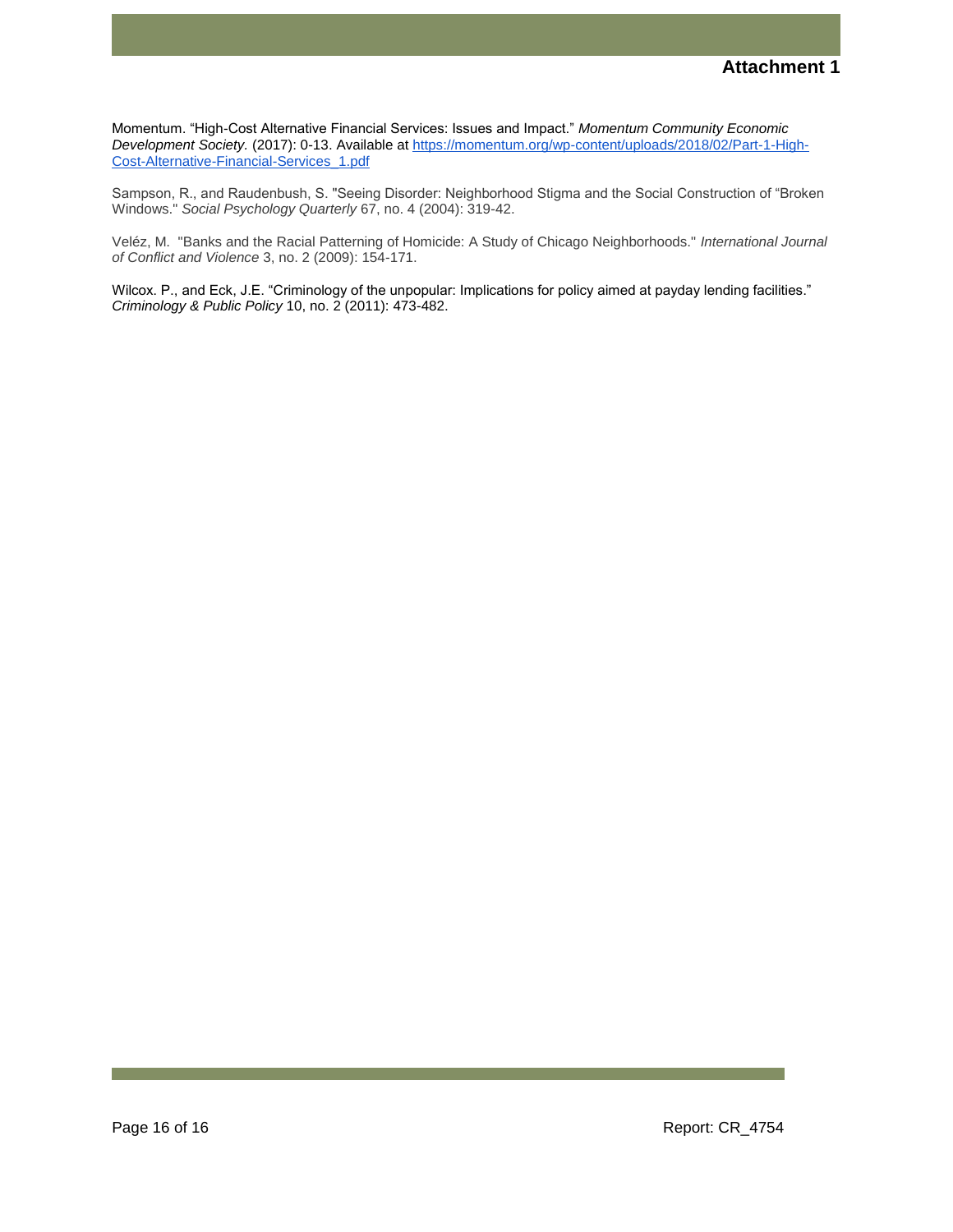Momentum. “High-Cost Alternative Financial Services: Issues and Impact.” *Momentum Community Economic Development Society.* (2017): 0-13. Available at [https://momentum.org/wp-content/uploads/2018/02/Part-1-High-Cost-Alternative-Financial-Services_1.pdf](https://momentum.org/wp-content/uploads/2018/02/Part-1-High-Cost-Alternative-Financial-Services_1.pdf)

Sampson, R., and Raudenbush, S. "Seeing Disorder: Neighborhood Stigma and the Social Construction of “Broken Windows." *Social Psychology Quarterly* 67, no. 4 (2004): 319-42.

Veléz, M. "Banks and the Racial Patterning of Homicide: A Study of Chicago Neighborhoods." *International Journal of Conflict and Violence* 3, no. 2 (2009): 154-171.

Wilcox. P., and Eck, J.E. “Criminology of the unpopular: Implications for policy aimed at payday lending facilities.” *Criminology & Public Policy* 10, no. 2 (2011): 473-482.